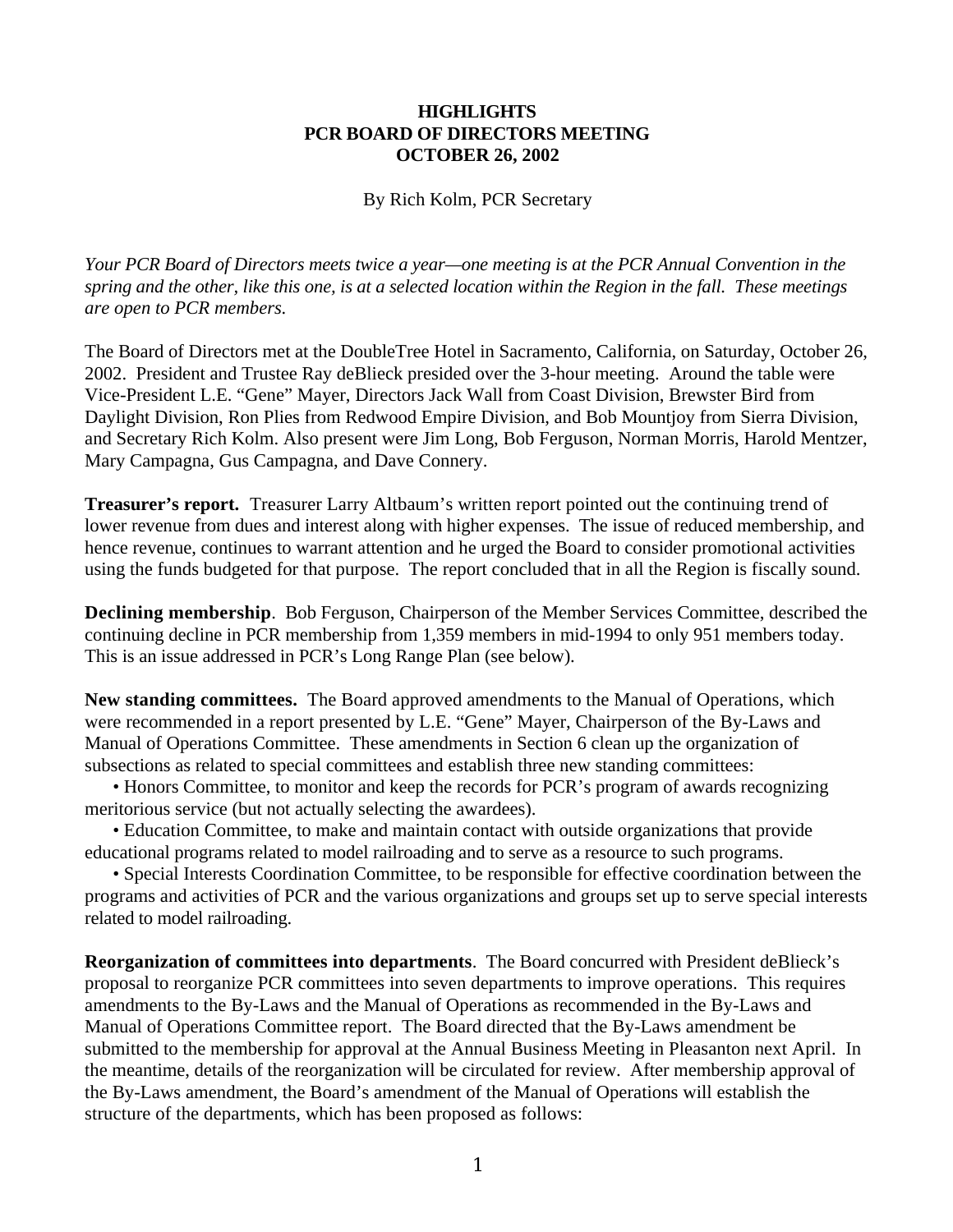# HIGHLIGHTS
# PCR BOARD OF DIRECTORS MEETING
# OCTOBER 26, 2002

By Rich Kolm, PCR Secretary

*Your PCR Board of Directors meets twice a year—one meeting is at the PCR Annual Convention in the spring and the other, like this one, is at a selected location within the Region in the fall. These meetings are open to PCR members.*

The Board of Directors met at the DoubleTree Hotel in Sacramento, California, on Saturday, October 26, 2002. President and Trustee Ray deBlieck presided over the 3-hour meeting. Around the table were Vice-President L.E. "Gene" Mayer, Directors Jack Wall from Coast Division, Brewster Bird from Daylight Division, Ron Plies from Redwood Empire Division, and Bob Mountjoy from Sierra Division, and Secretary Rich Kolm. Also present were Jim Long, Bob Ferguson, Norman Morris, Harold Mentzer, Mary Campagna, Gus Campagna, and Dave Connery.

**Treasurer's report.** Treasurer Larry Altbaum's written report pointed out the continuing trend of lower revenue from dues and interest along with higher expenses. The issue of reduced membership, and hence revenue, continues to warrant attention and he urged the Board to consider promotional activities using the funds budgeted for that purpose. The report concluded that in all the Region is fiscally sound.

**Declining membership**. Bob Ferguson, Chairperson of the Member Services Committee, described the continuing decline in PCR membership from 1,359 members in mid-1994 to only 951 members today. This is an issue addressed in PCR's Long Range Plan (see below).

**New standing committees.** The Board approved amendments to the Manual of Operations, which were recommended in a report presented by L.E. "Gene" Mayer, Chairperson of the By-Laws and Manual of Operations Committee. These amendments in Section 6 clean up the organization of subsections as related to special committees and establish three new standing committees:

- Honors Committee, to monitor and keep the records for PCR's program of awards recognizing meritorious service (but not actually selecting the awardees).
- Education Committee, to make and maintain contact with outside organizations that provide educational programs related to model railroading and to serve as a resource to such programs.
- Special Interests Coordination Committee, to be responsible for effective coordination between the programs and activities of PCR and the various organizations and groups set up to serve special interests related to model railroading.

**Reorganization of committees into departments**. The Board concurred with President deBlieck's proposal to reorganize PCR committees into seven departments to improve operations. This requires amendments to the By-Laws and the Manual of Operations as recommended in the By-Laws and Manual of Operations Committee report. The Board directed that the By-Laws amendment be submitted to the membership for approval at the Annual Business Meeting in Pleasanton next April. In the meantime, details of the reorganization will be circulated for review. After membership approval of the By-Laws amendment, the Board's amendment of the Manual of Operations will establish the structure of the departments, which has been proposed as follows: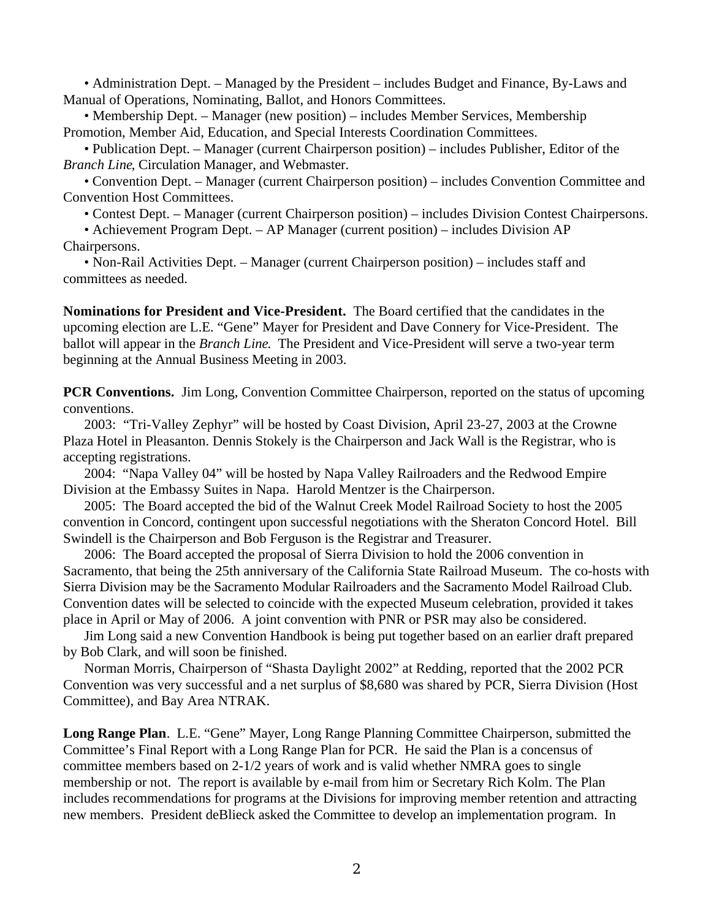• Administration Dept. – Managed by the President – includes Budget and Finance, By-Laws and Manual of Operations, Nominating, Ballot, and Honors Committees.

• Membership Dept. – Manager (new position) – includes Member Services, Membership Promotion, Member Aid, Education, and Special Interests Coordination Committees.

• Publication Dept. – Manager (current Chairperson position) – includes Publisher, Editor of the *Branch Line*, Circulation Manager, and Webmaster.

• Convention Dept. – Manager (current Chairperson position) – includes Convention Committee and Convention Host Committees.

• Contest Dept. – Manager (current Chairperson position) – includes Division Contest Chairpersons.

• Achievement Program Dept. – AP Manager (current position) – includes Division AP Chairpersons.

• Non-Rail Activities Dept. – Manager (current Chairperson position) – includes staff and committees as needed.

**Nominations for President and Vice-President.** The Board certified that the candidates in the upcoming election are L.E. "Gene" Mayer for President and Dave Connery for Vice-President. The ballot will appear in the *Branch Line.* The President and Vice-President will serve a two-year term beginning at the Annual Business Meeting in 2003.

**PCR Conventions.** Jim Long, Convention Committee Chairperson, reported on the status of upcoming conventions.

2003: "Tri-Valley Zephyr" will be hosted by Coast Division, April 23-27, 2003 at the Crowne Plaza Hotel in Pleasanton. Dennis Stokely is the Chairperson and Jack Wall is the Registrar, who is accepting registrations.

2004: "Napa Valley 04" will be hosted by Napa Valley Railroaders and the Redwood Empire Division at the Embassy Suites in Napa. Harold Mentzer is the Chairperson.

2005: The Board accepted the bid of the Walnut Creek Model Railroad Society to host the 2005 convention in Concord, contingent upon successful negotiations with the Sheraton Concord Hotel. Bill Swindell is the Chairperson and Bob Ferguson is the Registrar and Treasurer.

2006: The Board accepted the proposal of Sierra Division to hold the 2006 convention in Sacramento, that being the 25th anniversary of the California State Railroad Museum. The co-hosts with Sierra Division may be the Sacramento Modular Railroaders and the Sacramento Model Railroad Club. Convention dates will be selected to coincide with the expected Museum celebration, provided it takes place in April or May of 2006. A joint convention with PNR or PSR may also be considered.

Jim Long said a new Convention Handbook is being put together based on an earlier draft prepared by Bob Clark, and will soon be finished.

Norman Morris, Chairperson of "Shasta Daylight 2002" at Redding, reported that the 2002 PCR Convention was very successful and a net surplus of $8,680 was shared by PCR, Sierra Division (Host Committee), and Bay Area NTRAK.

**Long Range Plan**. L.E. "Gene" Mayer, Long Range Planning Committee Chairperson, submitted the Committee's Final Report with a Long Range Plan for PCR. He said the Plan is a concensus of committee members based on 2-1/2 years of work and is valid whether NMRA goes to single membership or not. The report is available by e-mail from him or Secretary Rich Kolm. The Plan includes recommendations for programs at the Divisions for improving member retention and attracting new members. President deBlieck asked the Committee to develop an implementation program. In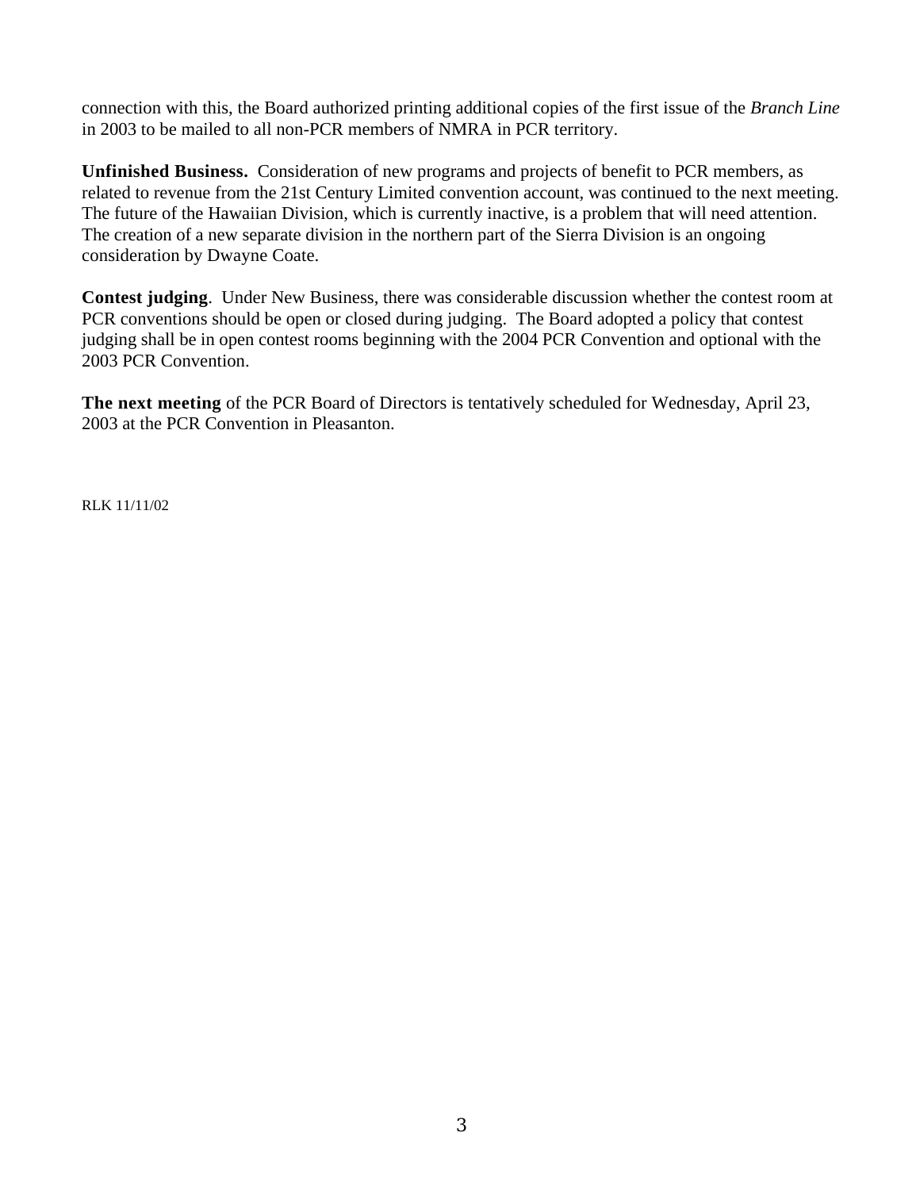connection with this, the Board authorized printing additional copies of the first issue of the *Branch Line* in 2003 to be mailed to all non-PCR members of NMRA in PCR territory.

**Unfinished Business.** Consideration of new programs and projects of benefit to PCR members, as related to revenue from the 21st Century Limited convention account, was continued to the next meeting. The future of the Hawaiian Division, which is currently inactive, is a problem that will need attention. The creation of a new separate division in the northern part of the Sierra Division is an ongoing consideration by Dwayne Coate.

**Contest judging**. Under New Business, there was considerable discussion whether the contest room at PCR conventions should be open or closed during judging. The Board adopted a policy that contest judging shall be in open contest rooms beginning with the 2004 PCR Convention and optional with the 2003 PCR Convention.

**The next meeting** of the PCR Board of Directors is tentatively scheduled for Wednesday, April 23, 2003 at the PCR Convention in Pleasanton.

RLK 11/11/02